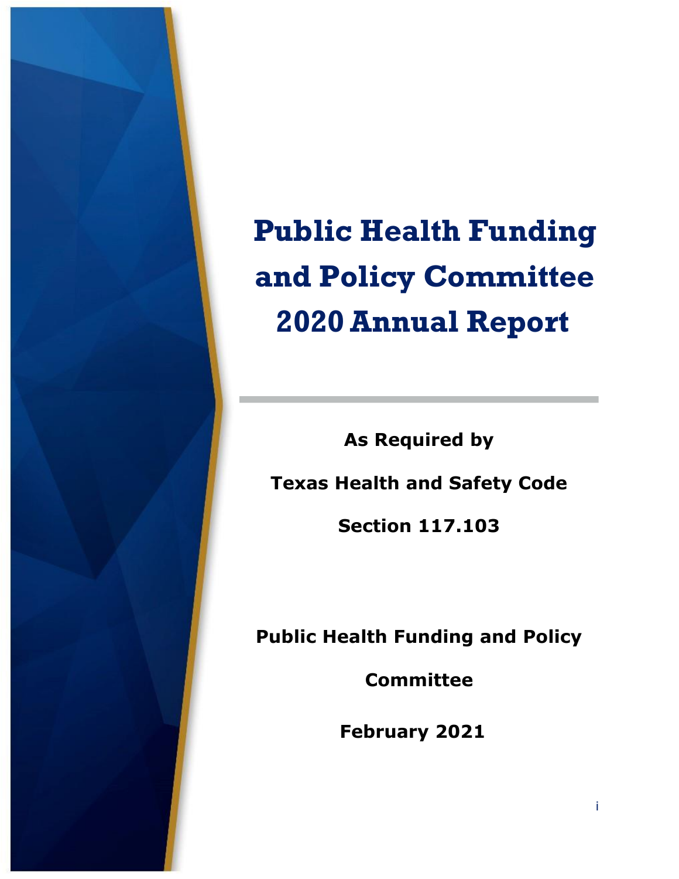# Public Health Funding and Policy Committee 2020 Annual Report

**As Required by**

**Texas Health and Safety Code**

**Section 117.103**

**Public Health Funding and Policy Committee**

**February 2021**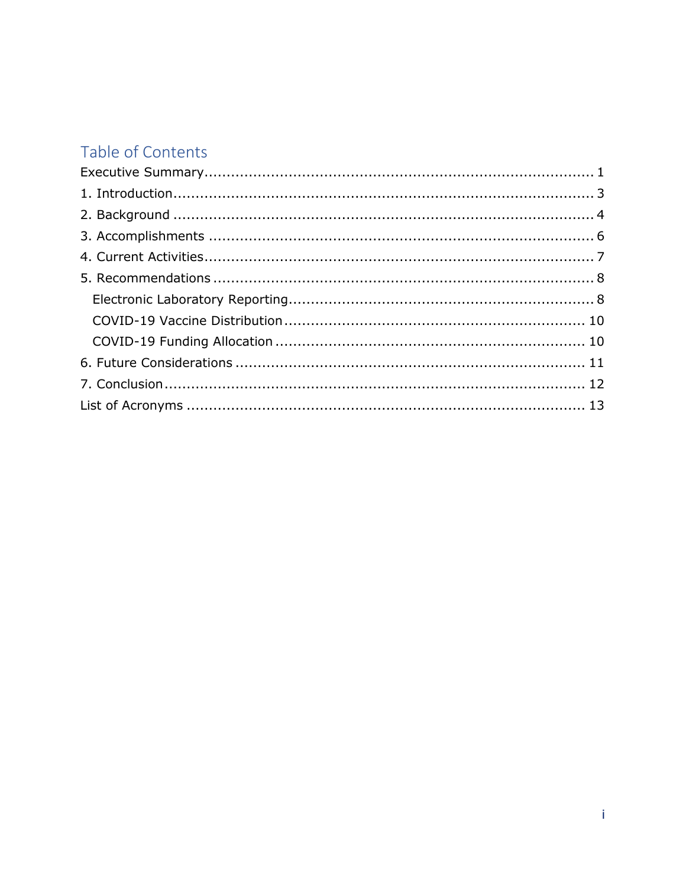## Table of Contents

Executive Summary ........................................................................... 1
1. Introduction ................................................................................. 3
2. Background .................................................................................. 4
3. Accomplishments ......................................................................... 6
4. Current Activities ......................................................................... 7
5. Recommendations ........................................................................ 8
   Electronic Laboratory Reporting ..................................................... 8
   COVID-19 Vaccine Distribution ..................................................... 10
   COVID-19 Funding Allocation ....................................................... 10
6. Future Considerations ................................................................ 11
7. Conclusion ................................................................................. 12
List of Acronyms ............................................................................ 13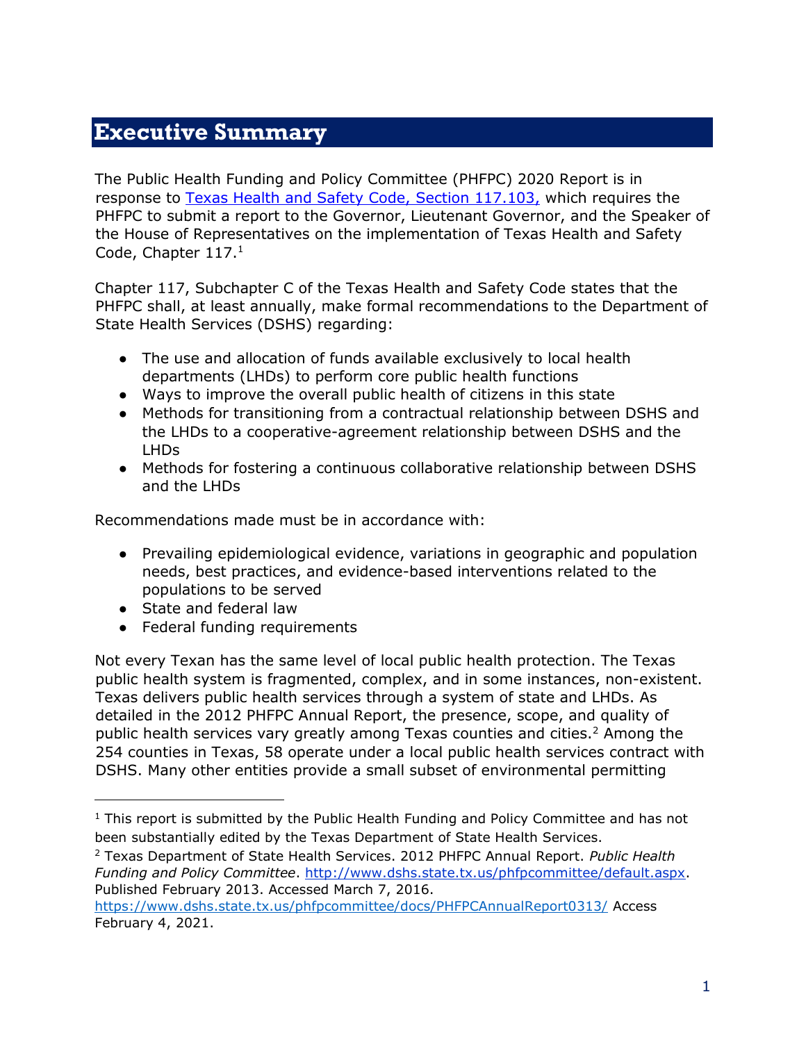# Executive Summary

The Public Health Funding and Policy Committee (PHFPC) 2020 Report is in response to [Texas Health and Safety Code, Section 117.103,](#) which requires the PHFPC to submit a report to the Governor, Lieutenant Governor, and the Speaker of the House of Representatives on the implementation of Texas Health and Safety Code, Chapter 117.[1]

Chapter 117, Subchapter C of the Texas Health and Safety Code states that the PHFPC shall, at least annually, make formal recommendations to the Department of State Health Services (DSHS) regarding:

- The use and allocation of funds available exclusively to local health departments (LHDs) to perform core public health functions
- Ways to improve the overall public health of citizens in this state
- Methods for transitioning from a contractual relationship between DSHS and the LHDs to a cooperative-agreement relationship between DSHS and the LHDs
- Methods for fostering a continuous collaborative relationship between DSHS and the LHDs

Recommendations made must be in accordance with:

- Prevailing epidemiological evidence, variations in geographic and population needs, best practices, and evidence-based interventions related to the populations to be served
- State and federal law
- Federal funding requirements

Not every Texan has the same level of local public health protection. The Texas public health system is fragmented, complex, and in some instances, non-existent. Texas delivers public health services through a system of state and LHDs. As detailed in the 2012 PHFPC Annual Report, the presence, scope, and quality of public health services vary greatly among Texas counties and cities.[2] Among the 254 counties in Texas, 58 operate under a local public health services contract with DSHS. Many other entities provide a small subset of environmental permitting

---

[1] This report is submitted by the Public Health Funding and Policy Committee and has not been substantially edited by the Texas Department of State Health Services.

[2] Texas Department of State Health Services. 2012 PHFPC Annual Report. *Public Health Funding and Policy Committee*. http://www.dshs.state.tx.us/phfpcommittee/default.aspx. Published February 2013. Accessed March 7, 2016. https://www.dshs.state.tx.us/phfpcommittee/docs/PHFPCAnnualReport0313/ Access February 4, 2021.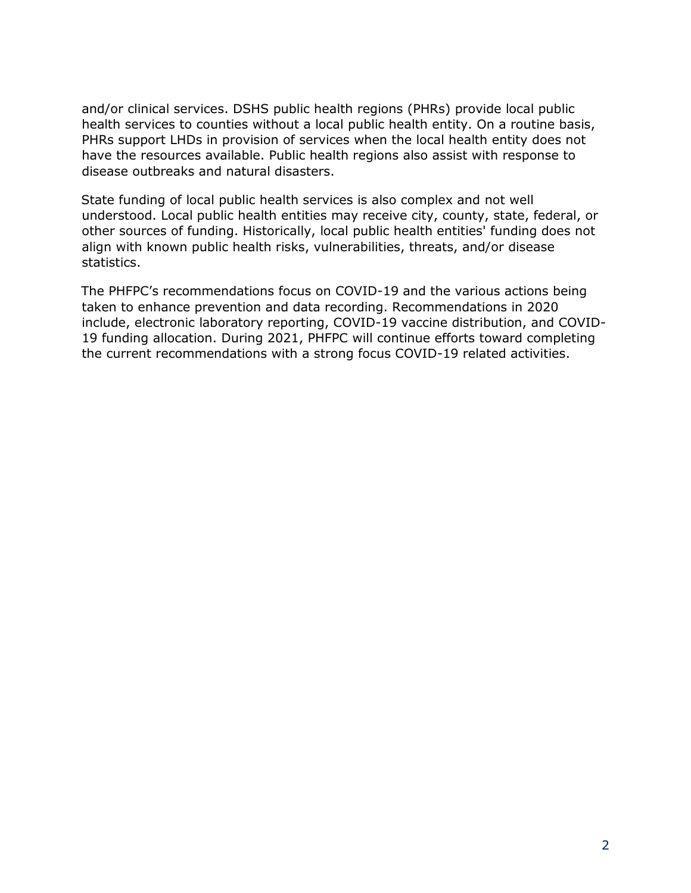and/or clinical services. DSHS public health regions (PHRs) provide local public health services to counties without a local public health entity. On a routine basis, PHRs support LHDs in provision of services when the local health entity does not have the resources available. Public health regions also assist with response to disease outbreaks and natural disasters.

State funding of local public health services is also complex and not well understood. Local public health entities may receive city, county, state, federal, or other sources of funding. Historically, local public health entities' funding does not align with known public health risks, vulnerabilities, threats, and/or disease statistics.

The PHFPC's recommendations focus on COVID-19 and the various actions being taken to enhance prevention and data recording. Recommendations in 2020 include, electronic laboratory reporting, COVID-19 vaccine distribution, and COVID-19 funding allocation. During 2021, PHFPC will continue efforts toward completing the current recommendations with a strong focus COVID-19 related activities.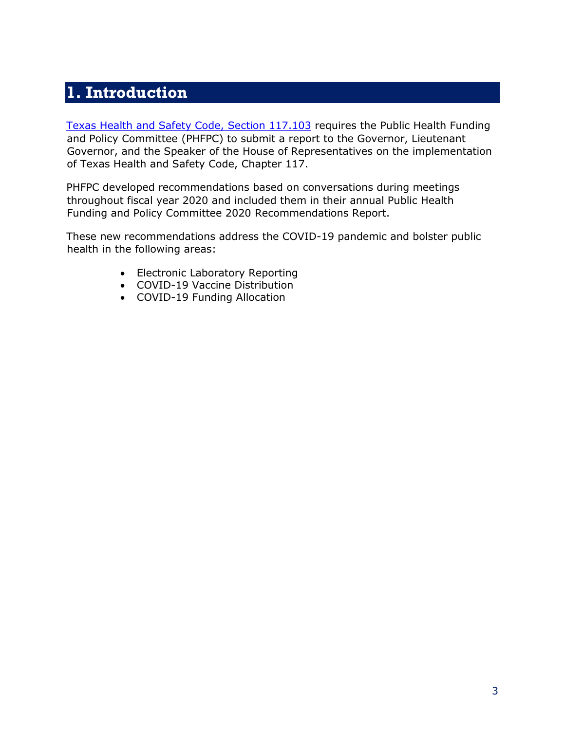# 1. Introduction

[Texas Health and Safety Code, Section 117.103](#) requires the Public Health Funding and Policy Committee (PHFPC) to submit a report to the Governor, Lieutenant Governor, and the Speaker of the House of Representatives on the implementation of Texas Health and Safety Code, Chapter 117.

PHFPC developed recommendations based on conversations during meetings throughout fiscal year 2020 and included them in their annual Public Health Funding and Policy Committee 2020 Recommendations Report.

These new recommendations address the COVID-19 pandemic and bolster public health in the following areas:

- Electronic Laboratory Reporting
- COVID-19 Vaccine Distribution
- COVID-19 Funding Allocation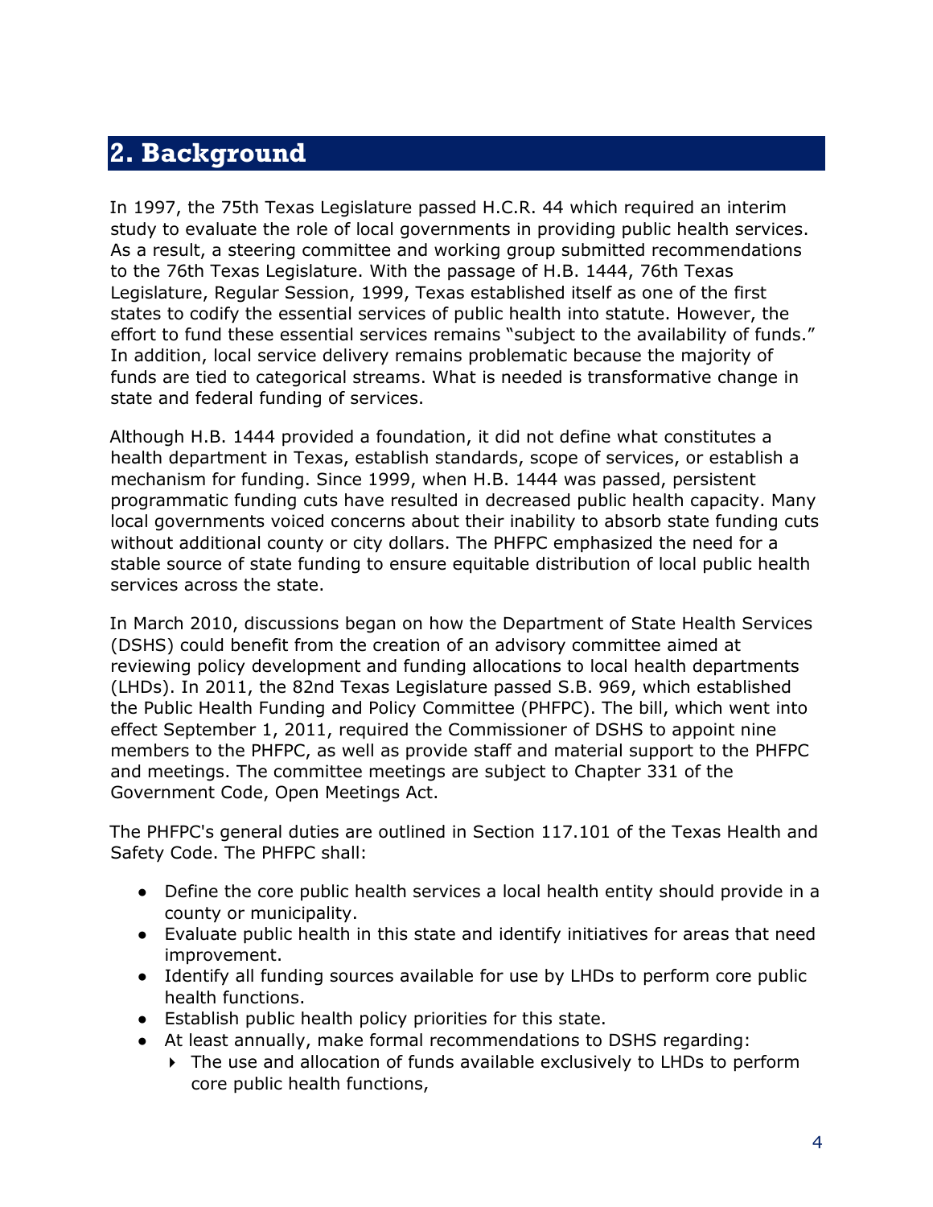## 2. Background

In 1997, the 75th Texas Legislature passed H.C.R. 44 which required an interim study to evaluate the role of local governments in providing public health services. As a result, a steering committee and working group submitted recommendations to the 76th Texas Legislature. With the passage of H.B. 1444, 76th Texas Legislature, Regular Session, 1999, Texas established itself as one of the first states to codify the essential services of public health into statute. However, the effort to fund these essential services remains "subject to the availability of funds." In addition, local service delivery remains problematic because the majority of funds are tied to categorical streams. What is needed is transformative change in state and federal funding of services.

Although H.B. 1444 provided a foundation, it did not define what constitutes a health department in Texas, establish standards, scope of services, or establish a mechanism for funding. Since 1999, when H.B. 1444 was passed, persistent programmatic funding cuts have resulted in decreased public health capacity. Many local governments voiced concerns about their inability to absorb state funding cuts without additional county or city dollars. The PHFPC emphasized the need for a stable source of state funding to ensure equitable distribution of local public health services across the state.

In March 2010, discussions began on how the Department of State Health Services (DSHS) could benefit from the creation of an advisory committee aimed at reviewing policy development and funding allocations to local health departments (LHDs). In 2011, the 82nd Texas Legislature passed S.B. 969, which established the Public Health Funding and Policy Committee (PHFPC). The bill, which went into effect September 1, 2011, required the Commissioner of DSHS to appoint nine members to the PHFPC, as well as provide staff and material support to the PHFPC and meetings. The committee meetings are subject to Chapter 331 of the Government Code, Open Meetings Act.

The PHFPC's general duties are outlined in Section 117.101 of the Texas Health and Safety Code. The PHFPC shall:

- Define the core public health services a local health entity should provide in a county or municipality.
- Evaluate public health in this state and identify initiatives for areas that need improvement.
- Identify all funding sources available for use by LHDs to perform core public health functions.
- Establish public health policy priorities for this state.
- At least annually, make formal recommendations to DSHS regarding:
  - The use and allocation of funds available exclusively to LHDs to perform core public health functions,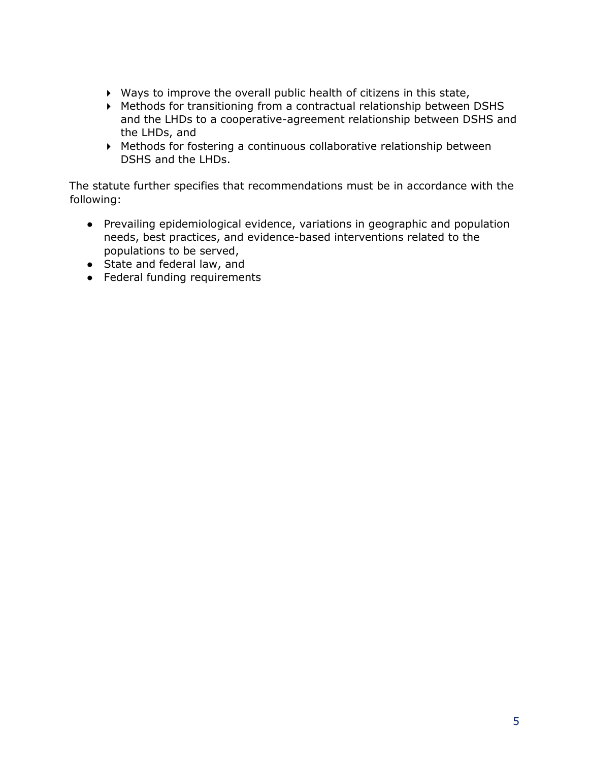- Ways to improve the overall public health of citizens in this state,
- Methods for transitioning from a contractual relationship between DSHS and the LHDs to a cooperative-agreement relationship between DSHS and the LHDs, and
- Methods for fostering a continuous collaborative relationship between DSHS and the LHDs.

The statute further specifies that recommendations must be in accordance with the following:

- Prevailing epidemiological evidence, variations in geographic and population needs, best practices, and evidence-based interventions related to the populations to be served,
- State and federal law, and
- Federal funding requirements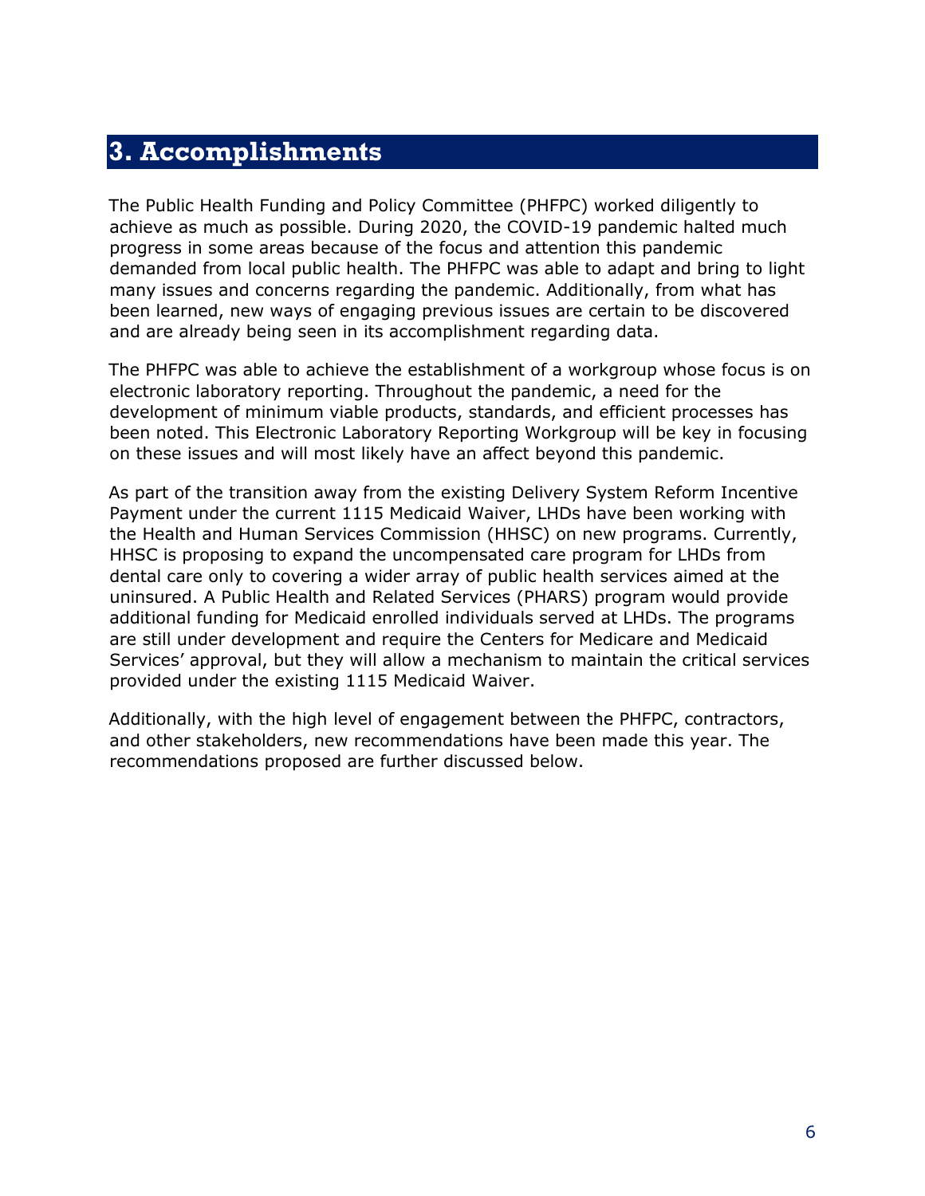# 3. Accomplishments

The Public Health Funding and Policy Committee (PHFPC) worked diligently to achieve as much as possible. During 2020, the COVID-19 pandemic halted much progress in some areas because of the focus and attention this pandemic demanded from local public health. The PHFPC was able to adapt and bring to light many issues and concerns regarding the pandemic. Additionally, from what has been learned, new ways of engaging previous issues are certain to be discovered and are already being seen in its accomplishment regarding data.

The PHFPC was able to achieve the establishment of a workgroup whose focus is on electronic laboratory reporting. Throughout the pandemic, a need for the development of minimum viable products, standards, and efficient processes has been noted. This Electronic Laboratory Reporting Workgroup will be key in focusing on these issues and will most likely have an affect beyond this pandemic.

As part of the transition away from the existing Delivery System Reform Incentive Payment under the current 1115 Medicaid Waiver, LHDs have been working with the Health and Human Services Commission (HHSC) on new programs. Currently, HHSC is proposing to expand the uncompensated care program for LHDs from dental care only to covering a wider array of public health services aimed at the uninsured. A Public Health and Related Services (PHARS) program would provide additional funding for Medicaid enrolled individuals served at LHDs. The programs are still under development and require the Centers for Medicare and Medicaid Services' approval, but they will allow a mechanism to maintain the critical services provided under the existing 1115 Medicaid Waiver.

Additionally, with the high level of engagement between the PHFPC, contractors, and other stakeholders, new recommendations have been made this year. The recommendations proposed are further discussed below.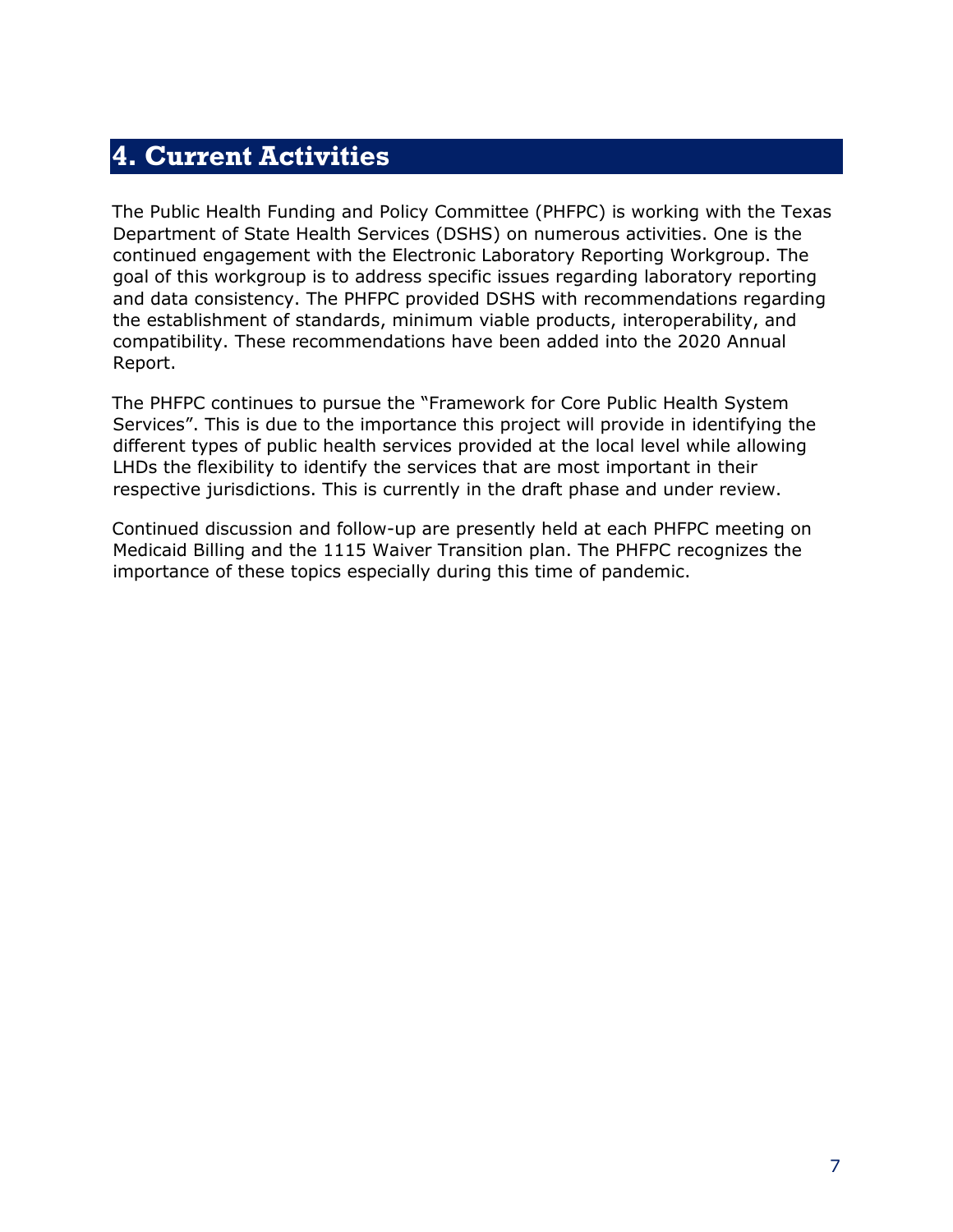# 4. Current Activities

The Public Health Funding and Policy Committee (PHFPC) is working with the Texas Department of State Health Services (DSHS) on numerous activities. One is the continued engagement with the Electronic Laboratory Reporting Workgroup. The goal of this workgroup is to address specific issues regarding laboratory reporting and data consistency. The PHFPC provided DSHS with recommendations regarding the establishment of standards, minimum viable products, interoperability, and compatibility. These recommendations have been added into the 2020 Annual Report.

The PHFPC continues to pursue the "Framework for Core Public Health System Services". This is due to the importance this project will provide in identifying the different types of public health services provided at the local level while allowing LHDs the flexibility to identify the services that are most important in their respective jurisdictions. This is currently in the draft phase and under review.

Continued discussion and follow-up are presently held at each PHFPC meeting on Medicaid Billing and the 1115 Waiver Transition plan. The PHFPC recognizes the importance of these topics especially during this time of pandemic.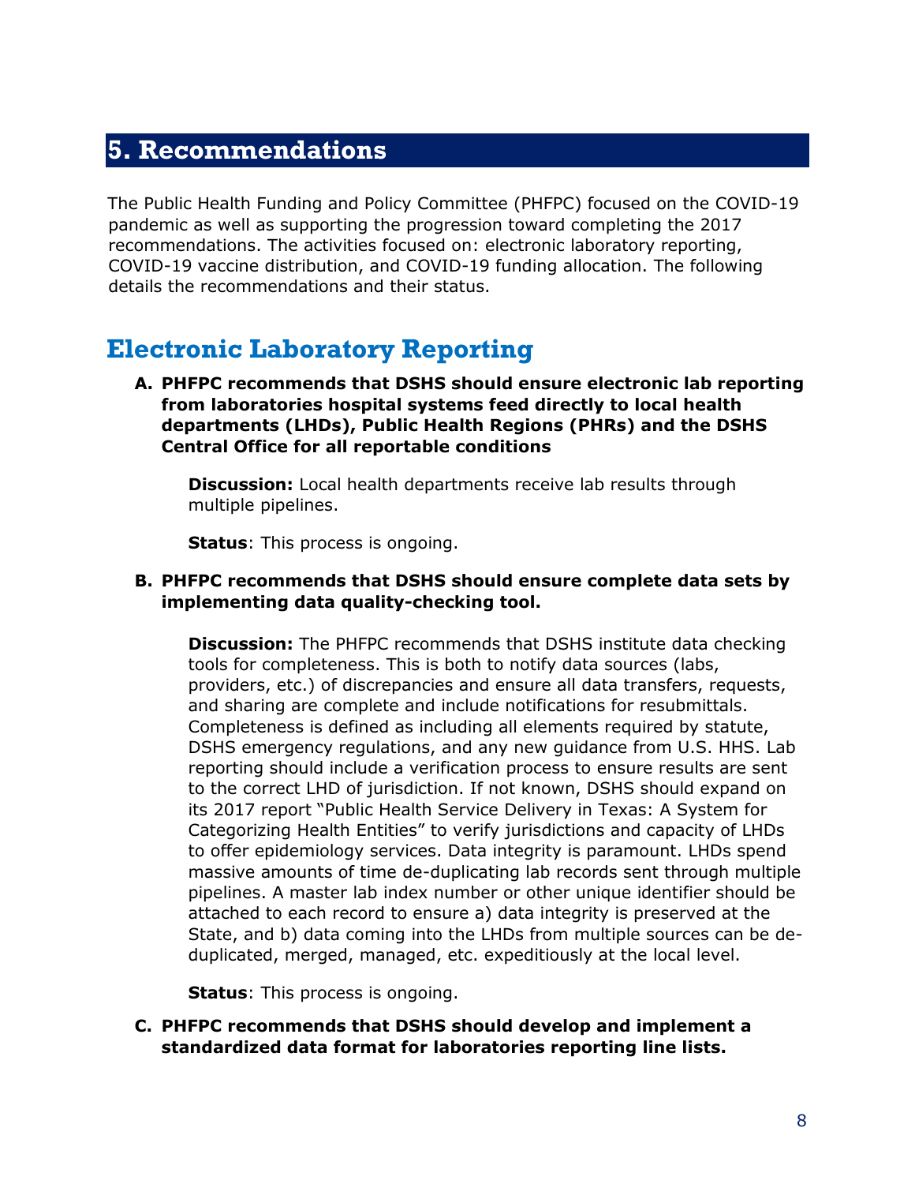# 5. Recommendations

The Public Health Funding and Policy Committee (PHFPC) focused on the COVID-19 pandemic as well as supporting the progression toward completing the 2017 recommendations. The activities focused on: electronic laboratory reporting, COVID-19 vaccine distribution, and COVID-19 funding allocation. The following details the recommendations and their status.

## Electronic Laboratory Reporting

**A. PHFPC recommends that DSHS should ensure electronic lab reporting from laboratories hospital systems feed directly to local health departments (LHDs), Public Health Regions (PHRs) and the DSHS Central Office for all reportable conditions**

**Discussion:** Local health departments receive lab results through multiple pipelines.

**Status**: This process is ongoing.

**B. PHFPC recommends that DSHS should ensure complete data sets by implementing data quality-checking tool.**

**Discussion:** The PHFPC recommends that DSHS institute data checking tools for completeness. This is both to notify data sources (labs, providers, etc.) of discrepancies and ensure all data transfers, requests, and sharing are complete and include notifications for resubmittals. Completeness is defined as including all elements required by statute, DSHS emergency regulations, and any new guidance from U.S. HHS. Lab reporting should include a verification process to ensure results are sent to the correct LHD of jurisdiction. If not known, DSHS should expand on its 2017 report "Public Health Service Delivery in Texas: A System for Categorizing Health Entities" to verify jurisdictions and capacity of LHDs to offer epidemiology services. Data integrity is paramount. LHDs spend massive amounts of time de-duplicating lab records sent through multiple pipelines. A master lab index number or other unique identifier should be attached to each record to ensure a) data integrity is preserved at the State, and b) data coming into the LHDs from multiple sources can be de-duplicated, merged, managed, etc. expeditiously at the local level.

**Status**: This process is ongoing.

**C. PHFPC recommends that DSHS should develop and implement a standardized data format for laboratories reporting line lists.**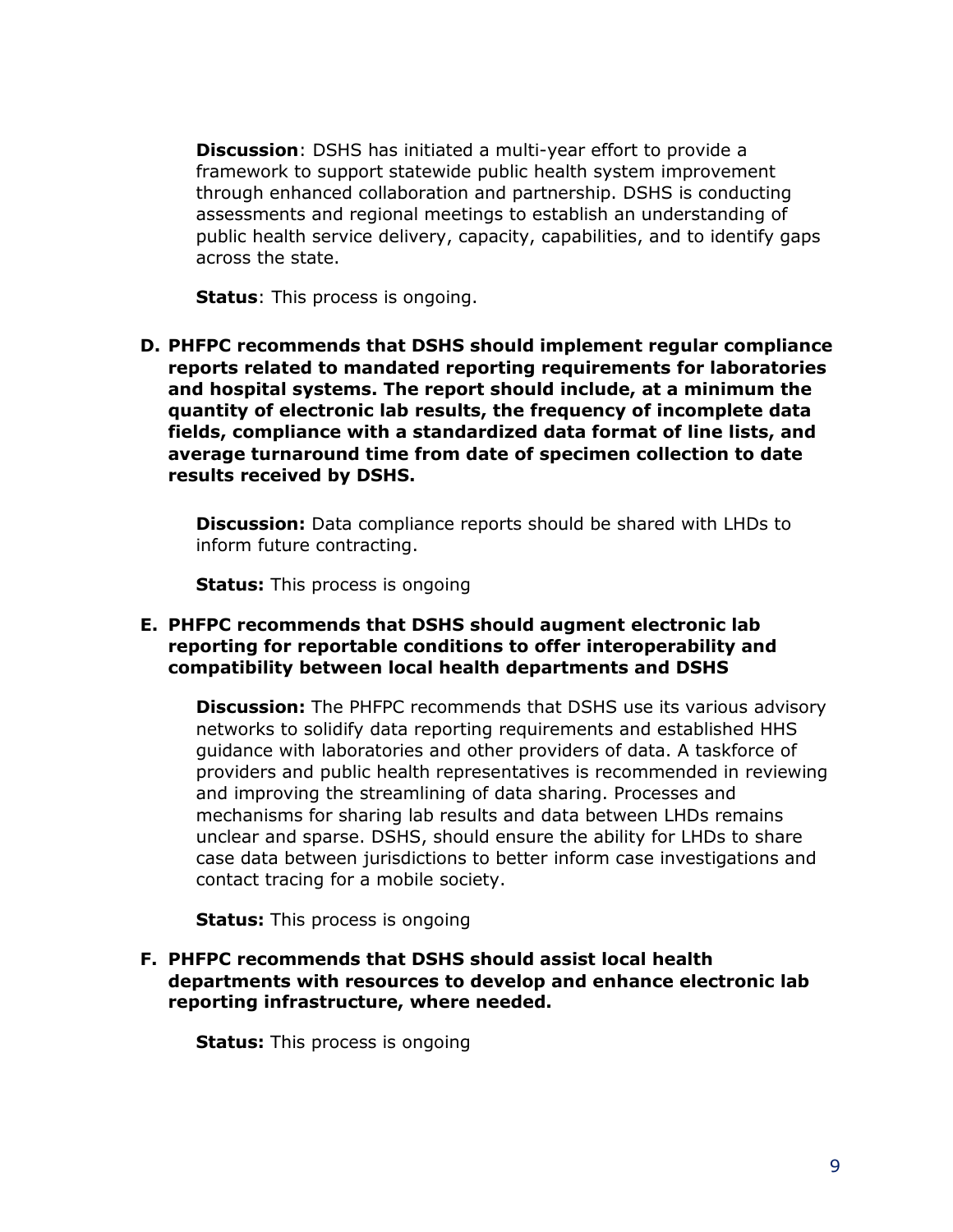**Discussion**: DSHS has initiated a multi-year effort to provide a framework to support statewide public health system improvement through enhanced collaboration and partnership. DSHS is conducting assessments and regional meetings to establish an understanding of public health service delivery, capacity, capabilities, and to identify gaps across the state.

**Status**: This process is ongoing.

D. **PHFPC recommends that DSHS should implement regular compliance reports related to mandated reporting requirements for laboratories and hospital systems. The report should include, at a minimum the quantity of electronic lab results, the frequency of incomplete data fields, compliance with a standardized data format of line lists, and average turnaround time from date of specimen collection to date results received by DSHS.**

   **Discussion:** Data compliance reports should be shared with LHDs to inform future contracting.

   **Status:** This process is ongoing

E. **PHFPC recommends that DSHS should augment electronic lab reporting for reportable conditions to offer interoperability and compatibility between local health departments and DSHS**

   **Discussion:** The PHFPC recommends that DSHS use its various advisory networks to solidify data reporting requirements and established HHS guidance with laboratories and other providers of data. A taskforce of providers and public health representatives is recommended in reviewing and improving the streamlining of data sharing. Processes and mechanisms for sharing lab results and data between LHDs remains unclear and sparse. DSHS, should ensure the ability for LHDs to share case data between jurisdictions to better inform case investigations and contact tracing for a mobile society.

   **Status:** This process is ongoing

F. **PHFPC recommends that DSHS should assist local health departments with resources to develop and enhance electronic lab reporting infrastructure, where needed.**

   **Status:** This process is ongoing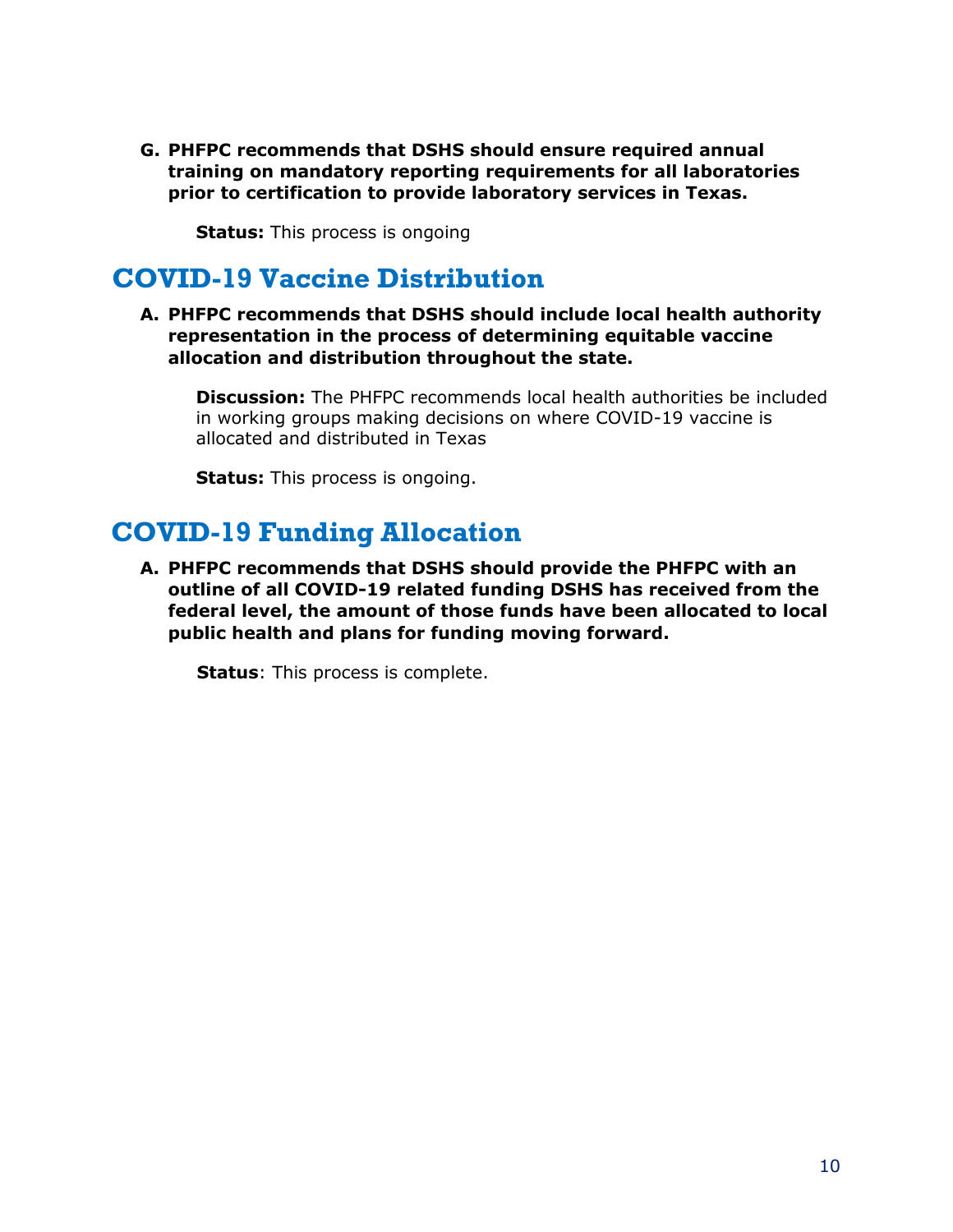**G. PHFPC recommends that DSHS should ensure required annual training on mandatory reporting requirements for all laboratories prior to certification to provide laboratory services in Texas.**

**Status:** This process is ongoing

## COVID-19 Vaccine Distribution

**A. PHFPC recommends that DSHS should include local health authority representation in the process of determining equitable vaccine allocation and distribution throughout the state.**

**Discussion:** The PHFPC recommends local health authorities be included in working groups making decisions on where COVID-19 vaccine is allocated and distributed in Texas

**Status:** This process is ongoing.

## COVID-19 Funding Allocation

**A. PHFPC recommends that DSHS should provide the PHFPC with an outline of all COVID-19 related funding DSHS has received from the federal level, the amount of those funds have been allocated to local public health and plans for funding moving forward.**

**Status**: This process is complete.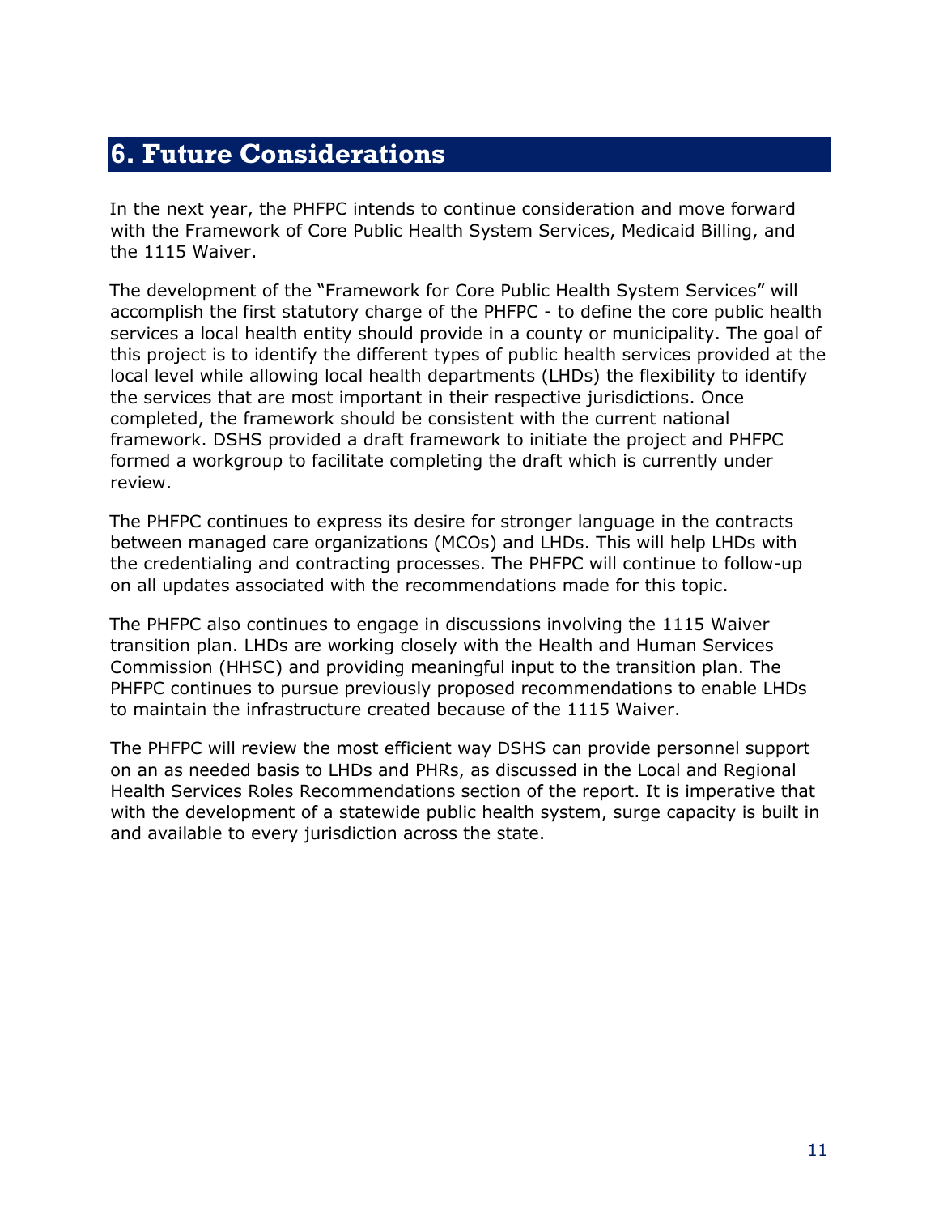# 6. Future Considerations

In the next year, the PHFPC intends to continue consideration and move forward with the Framework of Core Public Health System Services, Medicaid Billing, and the 1115 Waiver.

The development of the "Framework for Core Public Health System Services" will accomplish the first statutory charge of the PHFPC - to define the core public health services a local health entity should provide in a county or municipality. The goal of this project is to identify the different types of public health services provided at the local level while allowing local health departments (LHDs) the flexibility to identify the services that are most important in their respective jurisdictions. Once completed, the framework should be consistent with the current national framework. DSHS provided a draft framework to initiate the project and PHFPC formed a workgroup to facilitate completing the draft which is currently under review.

The PHFPC continues to express its desire for stronger language in the contracts between managed care organizations (MCOs) and LHDs. This will help LHDs with the credentialing and contracting processes. The PHFPC will continue to follow-up on all updates associated with the recommendations made for this topic.

The PHFPC also continues to engage in discussions involving the 1115 Waiver transition plan. LHDs are working closely with the Health and Human Services Commission (HHSC) and providing meaningful input to the transition plan. The PHFPC continues to pursue previously proposed recommendations to enable LHDs to maintain the infrastructure created because of the 1115 Waiver.

The PHFPC will review the most efficient way DSHS can provide personnel support on an as needed basis to LHDs and PHRs, as discussed in the Local and Regional Health Services Roles Recommendations section of the report. It is imperative that with the development of a statewide public health system, surge capacity is built in and available to every jurisdiction across the state.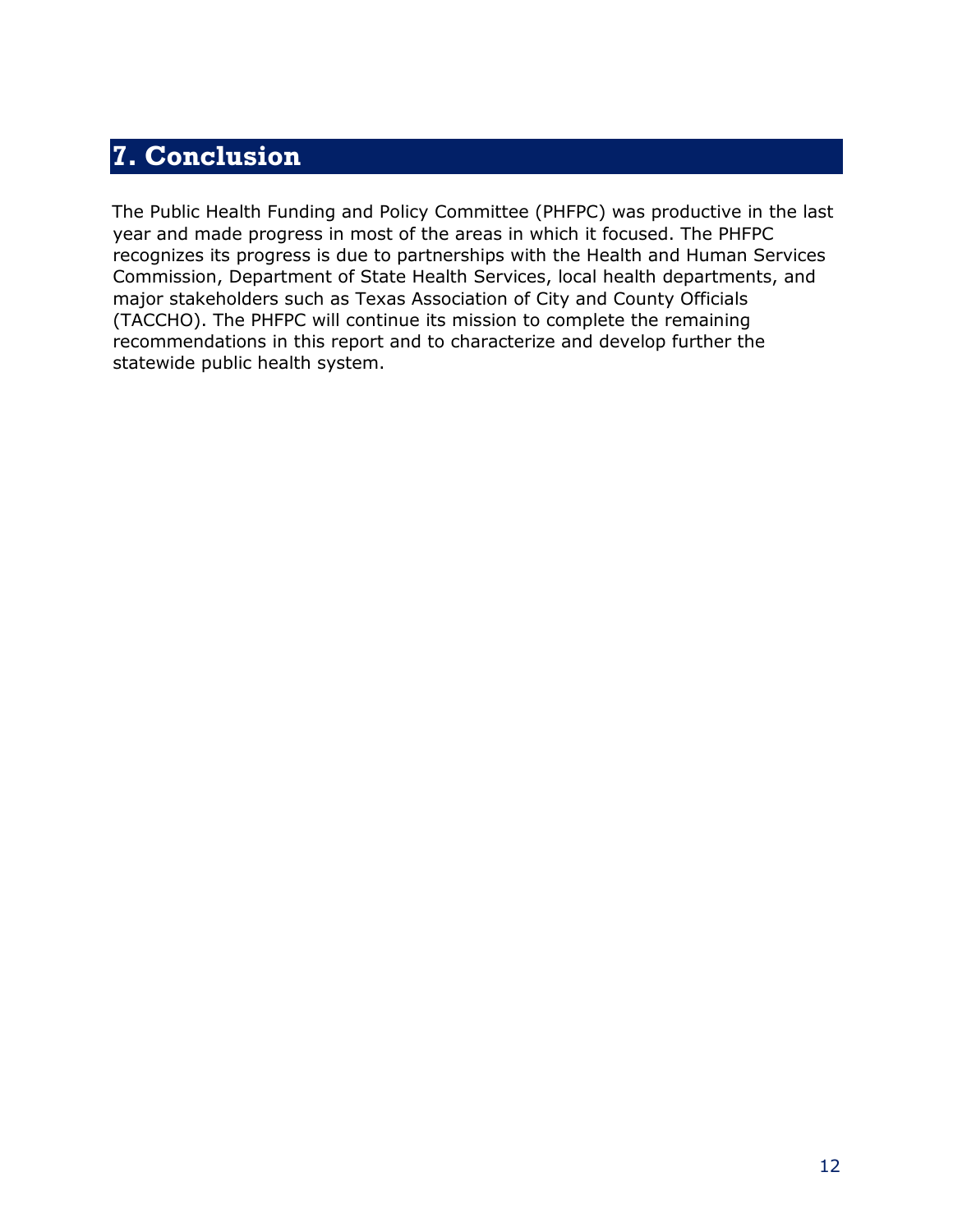# 7. Conclusion

The Public Health Funding and Policy Committee (PHFPC) was productive in the last year and made progress in most of the areas in which it focused. The PHFPC recognizes its progress is due to partnerships with the Health and Human Services Commission, Department of State Health Services, local health departments, and major stakeholders such as Texas Association of City and County Officials (TACCHO). The PHFPC will continue its mission to complete the remaining recommendations in this report and to characterize and develop further the statewide public health system.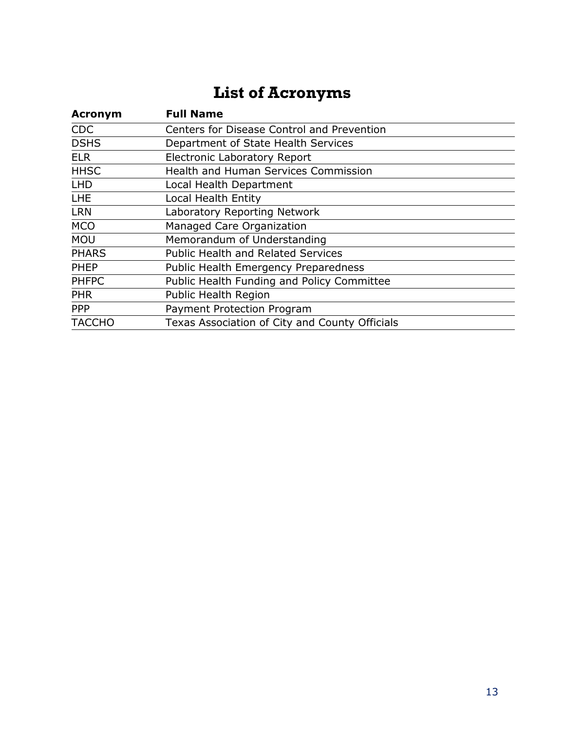# List of Acronyms

| Acronym | Full Name |
|---|---|
| CDC | Centers for Disease Control and Prevention |
| DSHS | Department of State Health Services |
| ELR | Electronic Laboratory Report |
| HHSC | Health and Human Services Commission |
| LHD | Local Health Department |
| LHE | Local Health Entity |
| LRN | Laboratory Reporting Network |
| MCO | Managed Care Organization |
| MOU | Memorandum of Understanding |
| PHARS | Public Health and Related Services |
| PHEP | Public Health Emergency Preparedness |
| PHFPC | Public Health Funding and Policy Committee |
| PHR | Public Health Region |
| PPP | Payment Protection Program |
| TACCHO | Texas Association of City and County Officials |